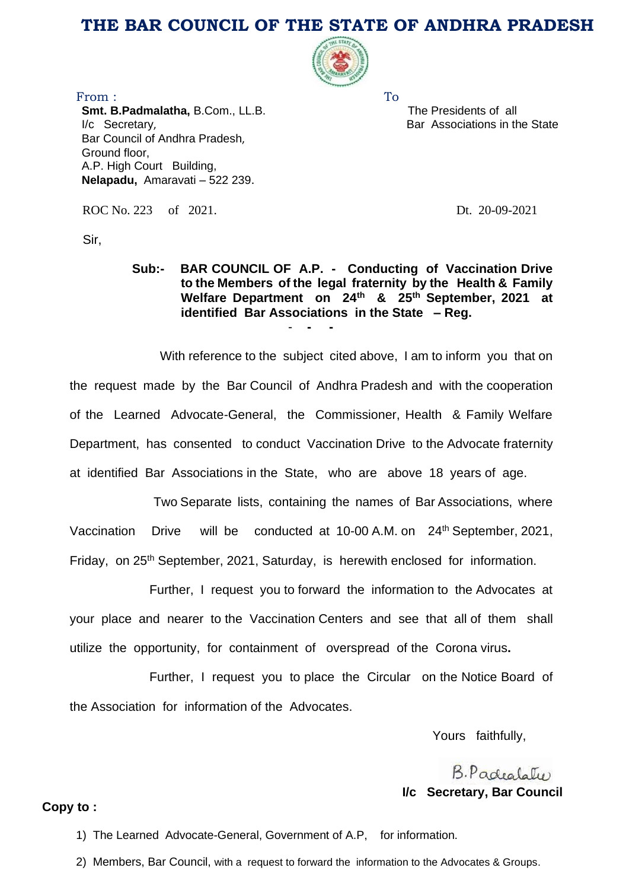# THE BAR COUNCIL OF THE STATE OF ANDHRA PRADESH

From :
**Smt. B.Padmalatha,** B.Com., LL.B.
I/c Secretary,
Bar Council of Andhra Pradesh,
Ground floor,
A.P. High Court Building,
**Nelapadu,** Amaravati – 522 239.

To
The Presidents of all
Bar Associations in the State

ROC No. 223 of 2021.

Dt. 20-09-2021

Sir,

**Sub:- BAR COUNCIL OF A.P. - Conducting of Vaccination Drive to the Members of the legal fraternity by the Health & Family Welfare Department on 24th & 25th September, 2021 at identified Bar Associations in the State – Reg.**

\- - -

With reference to the subject cited above, I am to inform you that on the request made by the Bar Council of Andhra Pradesh and with the cooperation of the Learned Advocate-General, the Commissioner, Health & Family Welfare Department, has consented to conduct Vaccination Drive to the Advocate fraternity at identified Bar Associations in the State, who are above 18 years of age.

Two Separate lists, containing the names of Bar Associations, where Vaccination Drive will be conducted at 10-00 A.M. on 24th September, 2021, Friday, on 25th September, 2021, Saturday, is herewith enclosed for information.

Further, I request you to forward the information to the Advocates at your place and nearer to the Vaccination Centers and see that all of them shall utilize the opportunity, for containment of overspread of the Corona virus**.**

Further, I request you to place the Circular on the Notice Board of the Association for information of the Advocates.

Yours faithfully,

B.Padmalatha
**I/c Secretary, Bar Council**

**Copy to :**

1) The Learned Advocate-General, Government of A.P, for information.
2) Members, Bar Council, with a request to forward the information to the Advocates & Groups.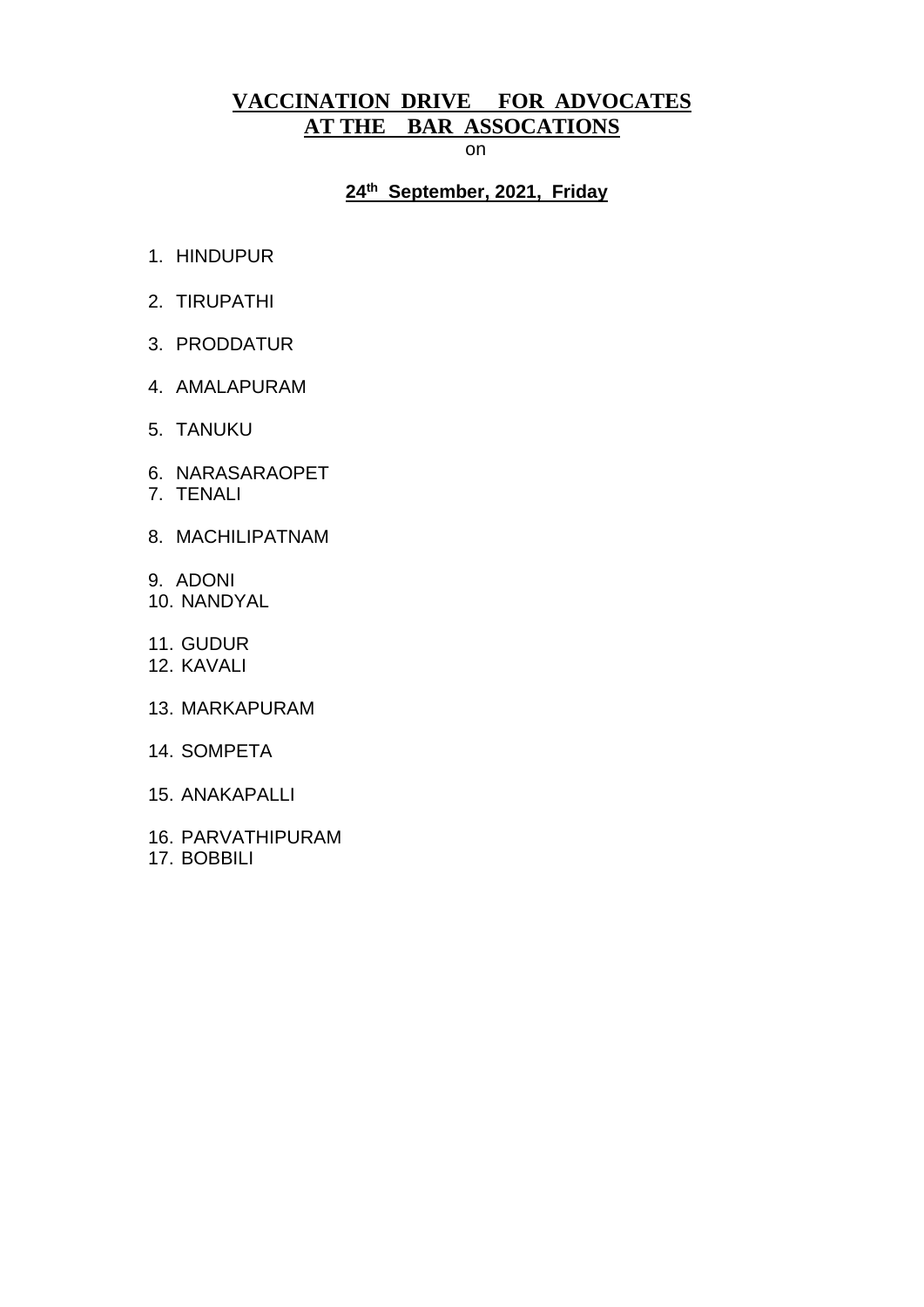# VACCINATION DRIVE FOR ADVOCATES AT THE BAR ASSOCATIONS

on

**24th September, 2021, Friday**

1. HINDUPUR
2. TIRUPATHI
3. PRODDATUR
4. AMALAPURAM
5. TANUKU
6. NARASARAOPET
7. TENALI
8. MACHILIPATNAM
9. ADONI
10. NANDYAL
11. GUDUR
12. KAVALI
13. MARKAPURAM
14. SOMPETA
15. ANAKAPALLI
16. PARVATHIPURAM
17. BOBBILI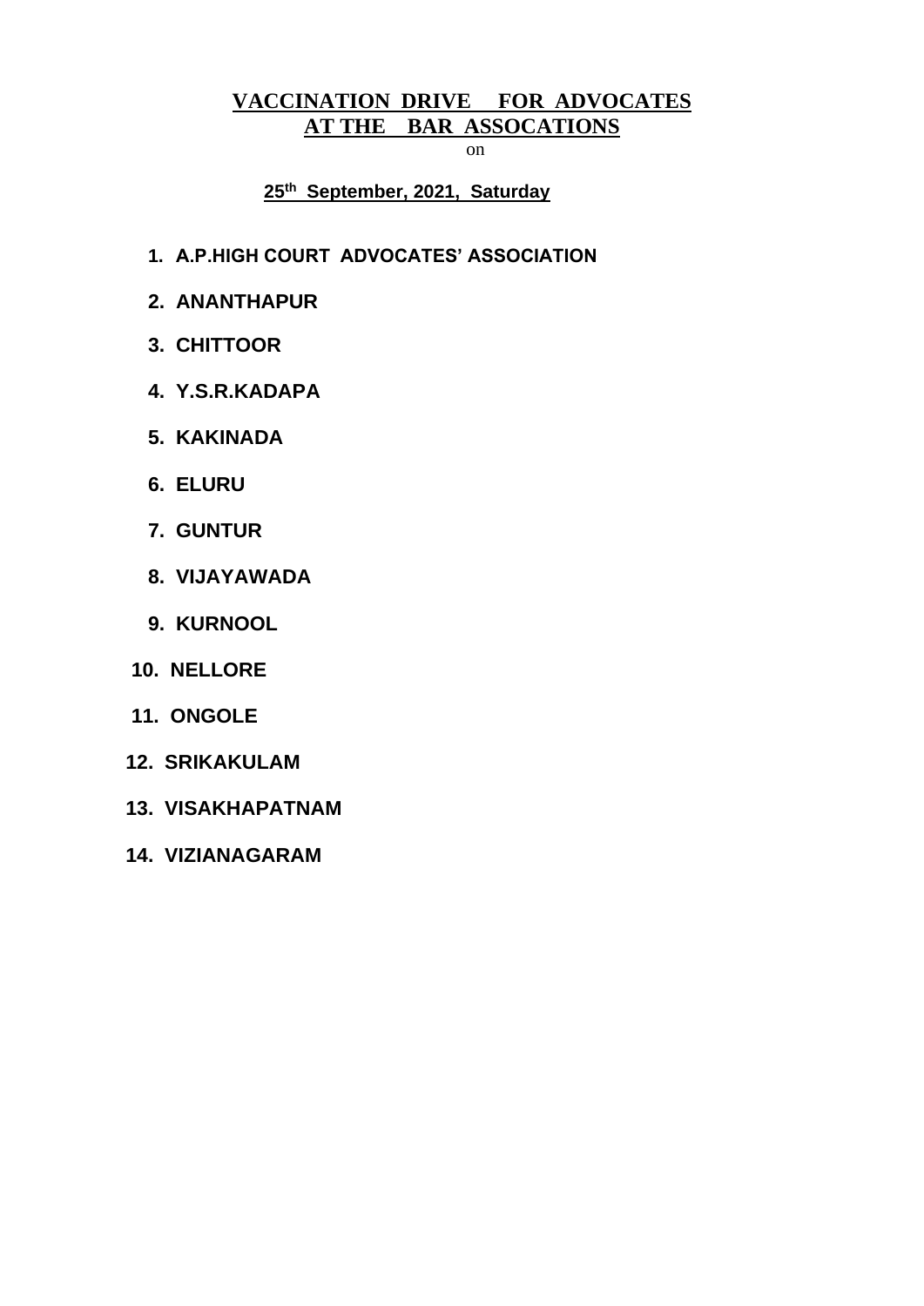# VACCINATION DRIVE FOR ADVOCATES AT THE BAR ASSOCATIONS

on

**25th September, 2021, Saturday**

1. **A.P.HIGH COURT ADVOCATES' ASSOCIATION**
2. **ANANTHAPUR**
3. **CHITTOOR**
4. **Y.S.R.KADAPA**
5. **KAKINADA**
6. **ELURU**
7. **GUNTUR**
8. **VIJAYAWADA**
9. **KURNOOL**
10. **NELLORE**
11. **ONGOLE**
12. **SRIKAKULAM**
13. **VISAKHAPATNAM**
14. **VIZIANAGARAM**